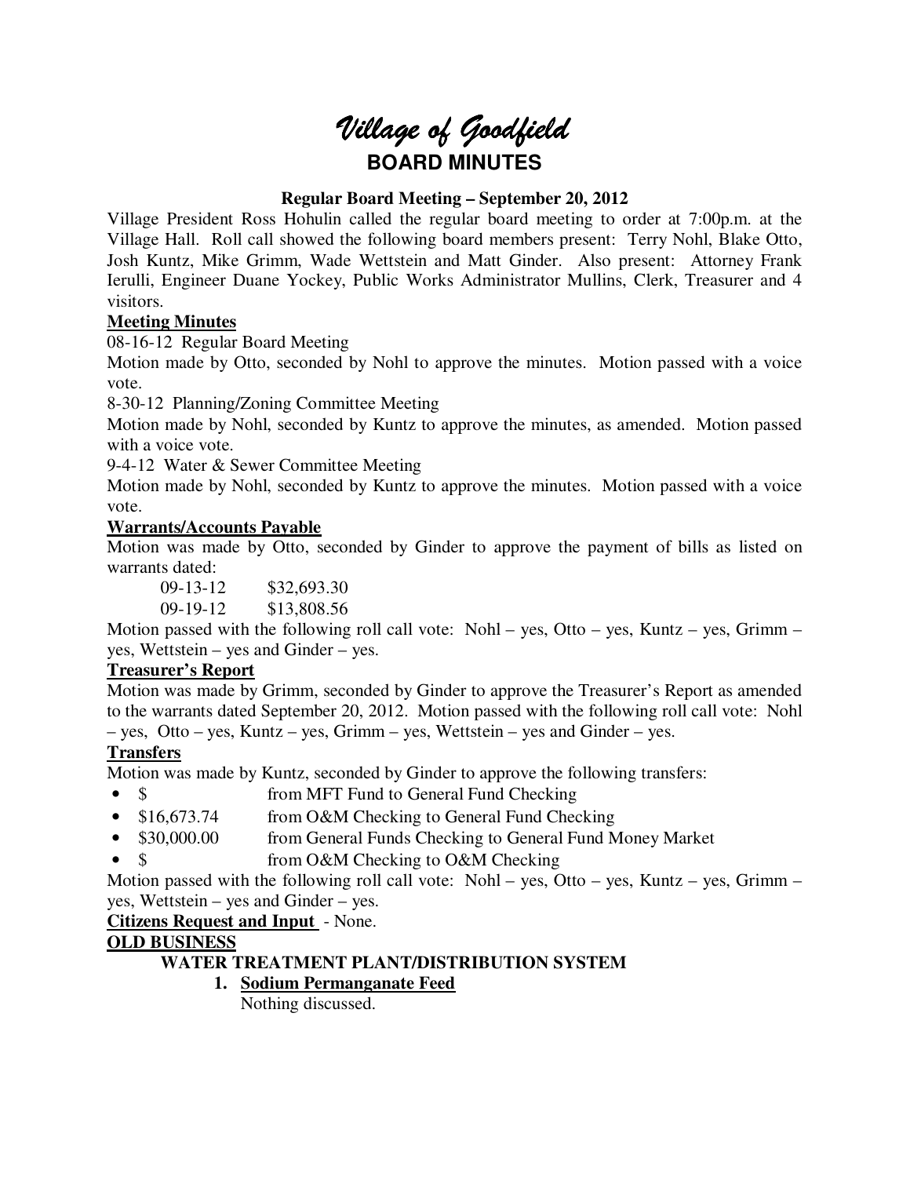# *Village of Goodfield*

## BOARD MINUTES

**Regular Board Meeting – September 20, 2012**

Village President Ross Hohulin called the regular board meeting to order at 7:00p.m. at the Village Hall. Roll call showed the following board members present: Terry Nohl, Blake Otto, Josh Kuntz, Mike Grimm, Wade Wettstein and Matt Ginder. Also present: Attorney Frank Ierulli, Engineer Duane Yockey, Public Works Administrator Mullins, Clerk, Treasurer and 4 visitors.

**Meeting Minutes**

08-16-12 Regular Board Meeting

Motion made by Otto, seconded by Nohl to approve the minutes. Motion passed with a voice vote.

8-30-12 Planning/Zoning Committee Meeting

Motion made by Nohl, seconded by Kuntz to approve the minutes, as amended. Motion passed with a voice vote.

9-4-12 Water & Sewer Committee Meeting

Motion made by Nohl, seconded by Kuntz to approve the minutes. Motion passed with a voice vote.

**Warrants/Accounts Payable**

Motion was made by Otto, seconded by Ginder to approve the payment of bills as listed on warrants dated:

09-13-12 $32,693.30
09-19-12 $13,808.56

Motion passed with the following roll call vote: Nohl – yes, Otto – yes, Kuntz – yes, Grimm – yes, Wettstein – yes and Ginder – yes.

**Treasurer's Report**

Motion was made by Grimm, seconded by Ginder to approve the Treasurer's Report as amended to the warrants dated September 20, 2012. Motion passed with the following roll call vote: Nohl – yes, Otto – yes, Kuntz – yes, Grimm – yes, Wettstein – yes and Ginder – yes.

**Transfers**

Motion was made by Kuntz, seconded by Ginder to approve the following transfers:

- $ from MFT Fund to General Fund Checking
- $16,673.74 from O&M Checking to General Fund Checking
- $30,000.00 from General Funds Checking to General Fund Money Market
- $ from O&M Checking to O&M Checking

Motion passed with the following roll call vote: Nohl – yes, Otto – yes, Kuntz – yes, Grimm – yes, Wettstein – yes and Ginder – yes.

**Citizens Request and Input** - None.

**OLD BUSINESS**

**WATER TREATMENT PLANT/DISTRIBUTION SYSTEM**

1. **Sodium Permanganate Feed**

   Nothing discussed.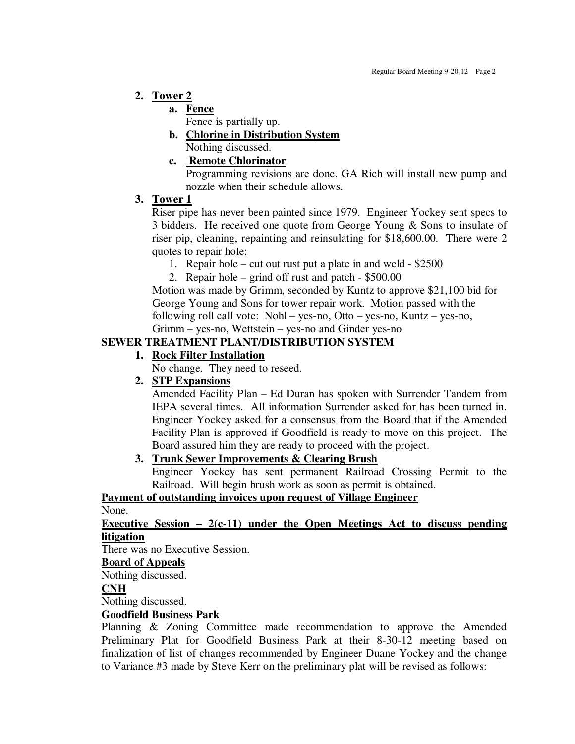2. **Tower 2**
   a. **Fence**
      Fence is partially up.
   b. **Chlorine in Distribution System**
      Nothing discussed.
   c. **Remote Chlorinator**
      Programming revisions are done. GA Rich will install new pump and nozzle when their schedule allows.
3. **Tower 1**
   Riser pipe has never been painted since 1979. Engineer Yockey sent specs to 3 bidders. He received one quote from George Young & Sons to insulate of riser pip, cleaning, repainting and reinsulating for $18,600.00. There were 2 quotes to repair hole:
   1. Repair hole – cut out rust put a plate in and weld - $2500
   2. Repair hole – grind off rust and patch - $500.00

   Motion was made by Grimm, seconded by Kuntz to approve $21,100 bid for George Young and Sons for tower repair work. Motion passed with the following roll call vote: Nohl – yes-no, Otto – yes-no, Kuntz – yes-no, Grimm – yes-no, Wettstein – yes-no and Ginder yes-no

**SEWER TREATMENT PLANT/DISTRIBUTION SYSTEM**

1. **Rock Filter Installation**
   No change. They need to reseed.
2. **STP Expansions**
   Amended Facility Plan – Ed Duran has spoken with Surrender Tandem from IEPA several times. All information Surrender asked for has been turned in. Engineer Yockey asked for a consensus from the Board that if the Amended Facility Plan is approved if Goodfield is ready to move on this project. The Board assured him they are ready to proceed with the project.
3. **Trunk Sewer Improvements & Clearing Brush**
   Engineer Yockey has sent permanent Railroad Crossing Permit to the Railroad. Will begin brush work as soon as permit is obtained.

**Payment of outstanding invoices upon request of Village Engineer**

None.

**Executive Session – 2(c-11) under the Open Meetings Act to discuss pending litigation**

There was no Executive Session.

**Board of Appeals**

Nothing discussed.

**CNH**

Nothing discussed.

**Goodfield Business Park**

Planning & Zoning Committee made recommendation to approve the Amended Preliminary Plat for Goodfield Business Park at their 8-30-12 meeting based on finalization of list of changes recommended by Engineer Duane Yockey and the change to Variance #3 made by Steve Kerr on the preliminary plat will be revised as follows: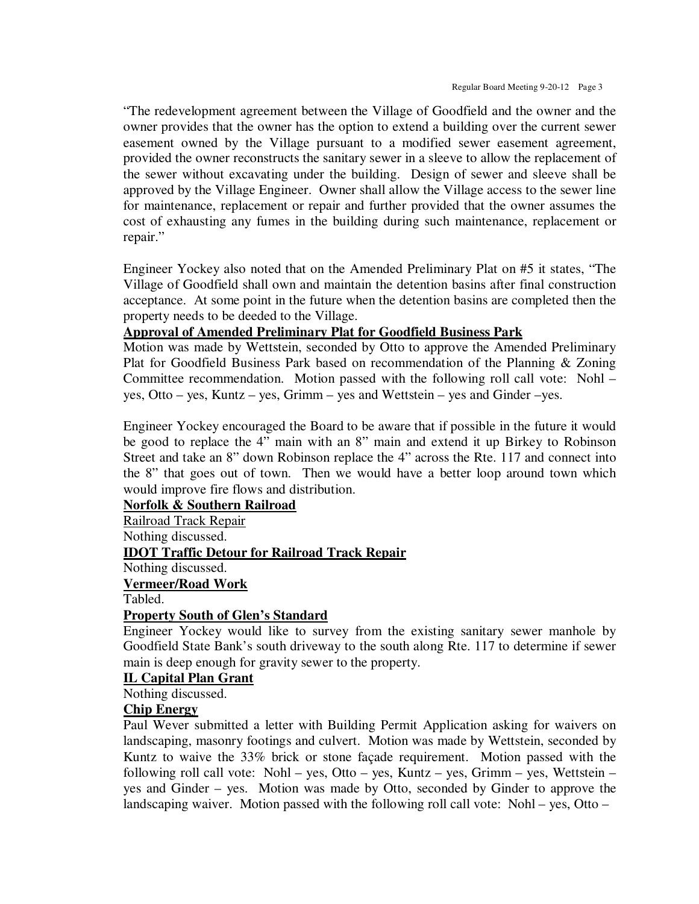"The redevelopment agreement between the Village of Goodfield and the owner and the owner provides that the owner has the option to extend a building over the current sewer easement owned by the Village pursuant to a modified sewer easement agreement, provided the owner reconstructs the sanitary sewer in a sleeve to allow the replacement of the sewer without excavating under the building. Design of sewer and sleeve shall be approved by the Village Engineer. Owner shall allow the Village access to the sewer line for maintenance, replacement or repair and further provided that the owner assumes the cost of exhausting any fumes in the building during such maintenance, replacement or repair."

Engineer Yockey also noted that on the Amended Preliminary Plat on #5 it states, "The Village of Goodfield shall own and maintain the detention basins after final construction acceptance. At some point in the future when the detention basins are completed then the property needs to be deeded to the Village.

**Approval of Amended Preliminary Plat for Goodfield Business Park**

Motion was made by Wettstein, seconded by Otto to approve the Amended Preliminary Plat for Goodfield Business Park based on recommendation of the Planning & Zoning Committee recommendation. Motion passed with the following roll call vote: Nohl – yes, Otto – yes, Kuntz – yes, Grimm – yes and Wettstein – yes and Ginder –yes.

Engineer Yockey encouraged the Board to be aware that if possible in the future it would be good to replace the 4" main with an 8" main and extend it up Birkey to Robinson Street and take an 8" down Robinson replace the 4" across the Rte. 117 and connect into the 8" that goes out of town. Then we would have a better loop around town which would improve fire flows and distribution.

**Norfolk & Southern Railroad**

Railroad Track Repair

Nothing discussed.

**IDOT Traffic Detour for Railroad Track Repair**

Nothing discussed.

**Vermeer/Road Work**

Tabled.

**Property South of Glen's Standard**

Engineer Yockey would like to survey from the existing sanitary sewer manhole by Goodfield State Bank's south driveway to the south along Rte. 117 to determine if sewer main is deep enough for gravity sewer to the property.

**IL Capital Plan Grant**

Nothing discussed.

**Chip Energy**

Paul Wever submitted a letter with Building Permit Application asking for waivers on landscaping, masonry footings and culvert. Motion was made by Wettstein, seconded by Kuntz to waive the 33% brick or stone façade requirement. Motion passed with the following roll call vote: Nohl – yes, Otto – yes, Kuntz – yes, Grimm – yes, Wettstein – yes and Ginder – yes. Motion was made by Otto, seconded by Ginder to approve the landscaping waiver. Motion passed with the following roll call vote: Nohl – yes, Otto –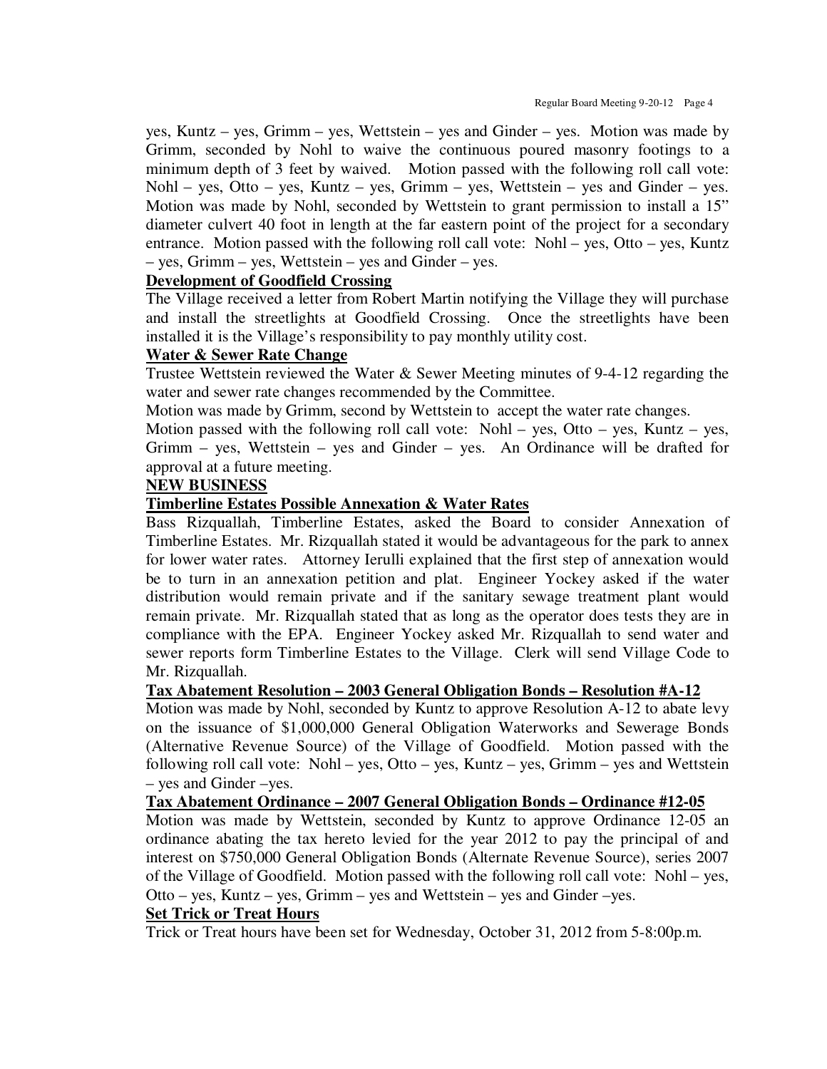yes, Kuntz – yes, Grimm – yes, Wettstein – yes and Ginder – yes. Motion was made by Grimm, seconded by Nohl to waive the continuous poured masonry footings to a minimum depth of 3 feet by waived. Motion passed with the following roll call vote: Nohl – yes, Otto – yes, Kuntz – yes, Grimm – yes, Wettstein – yes and Ginder – yes. Motion was made by Nohl, seconded by Wettstein to grant permission to install a 15" diameter culvert 40 foot in length at the far eastern point of the project for a secondary entrance. Motion passed with the following roll call vote: Nohl – yes, Otto – yes, Kuntz – yes, Grimm – yes, Wettstein – yes and Ginder – yes.

**Development of Goodfield Crossing**

The Village received a letter from Robert Martin notifying the Village they will purchase and install the streetlights at Goodfield Crossing. Once the streetlights have been installed it is the Village's responsibility to pay monthly utility cost.

**Water & Sewer Rate Change**

Trustee Wettstein reviewed the Water & Sewer Meeting minutes of 9-4-12 regarding the water and sewer rate changes recommended by the Committee.

Motion was made by Grimm, second by Wettstein to accept the water rate changes.

Motion passed with the following roll call vote: Nohl – yes, Otto – yes, Kuntz – yes, Grimm – yes, Wettstein – yes and Ginder – yes. An Ordinance will be drafted for approval at a future meeting.

**NEW BUSINESS**

**Timberline Estates Possible Annexation & Water Rates**

Bass Rizquallah, Timberline Estates, asked the Board to consider Annexation of Timberline Estates. Mr. Rizquallah stated it would be advantageous for the park to annex for lower water rates. Attorney Ierulli explained that the first step of annexation would be to turn in an annexation petition and plat. Engineer Yockey asked if the water distribution would remain private and if the sanitary sewage treatment plant would remain private. Mr. Rizquallah stated that as long as the operator does tests they are in compliance with the EPA. Engineer Yockey asked Mr. Rizquallah to send water and sewer reports form Timberline Estates to the Village. Clerk will send Village Code to Mr. Rizquallah.

**Tax Abatement Resolution – 2003 General Obligation Bonds – Resolution #A-12**

Motion was made by Nohl, seconded by Kuntz to approve Resolution A-12 to abate levy on the issuance of $1,000,000 General Obligation Waterworks and Sewerage Bonds (Alternative Revenue Source) of the Village of Goodfield. Motion passed with the following roll call vote: Nohl – yes, Otto – yes, Kuntz – yes, Grimm – yes and Wettstein – yes and Ginder –yes.

**Tax Abatement Ordinance – 2007 General Obligation Bonds – Ordinance #12-05**

Motion was made by Wettstein, seconded by Kuntz to approve Ordinance 12-05 an ordinance abating the tax hereto levied for the year 2012 to pay the principal of and interest on $750,000 General Obligation Bonds (Alternate Revenue Source), series 2007 of the Village of Goodfield. Motion passed with the following roll call vote: Nohl – yes, Otto – yes, Kuntz – yes, Grimm – yes and Wettstein – yes and Ginder –yes.

**Set Trick or Treat Hours**

Trick or Treat hours have been set for Wednesday, October 31, 2012 from 5-8:00p.m.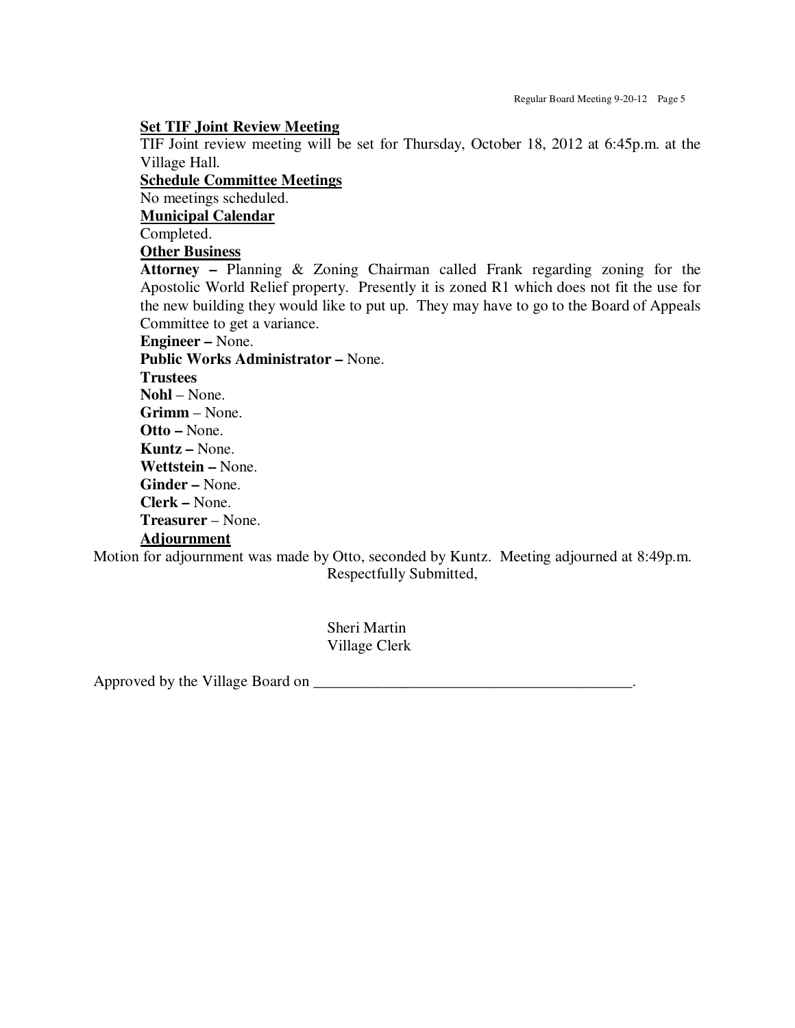**Set TIF Joint Review Meeting**

TIF Joint review meeting will be set for Thursday, October 18, 2012 at 6:45p.m. at the Village Hall.

**Schedule Committee Meetings**

No meetings scheduled.

**Municipal Calendar**

Completed.

**Other Business**

**Attorney –** Planning & Zoning Chairman called Frank regarding zoning for the Apostolic World Relief property. Presently it is zoned R1 which does not fit the use for the new building they would like to put up. They may have to go to the Board of Appeals Committee to get a variance.

**Engineer –** None.

**Public Works Administrator –** None.

**Trustees**

**Nohl** – None.

**Grimm** – None.

**Otto –** None.

**Kuntz –** None.

**Wettstein –** None.

**Ginder –** None.

**Clerk –** None.

**Treasurer** – None.

**Adjournment**

Motion for adjournment was made by Otto, seconded by Kuntz. Meeting adjourned at 8:49p.m.

Respectfully Submitted,

Sheri Martin
Village Clerk

Approved by the Village Board on \_\_\_\_\_\_\_\_\_\_\_\_\_\_\_\_\_\_\_\_\_\_\_\_\_\_\_\_\_\_\_\_\_\_\_\_\_\_\_\_\_\_.